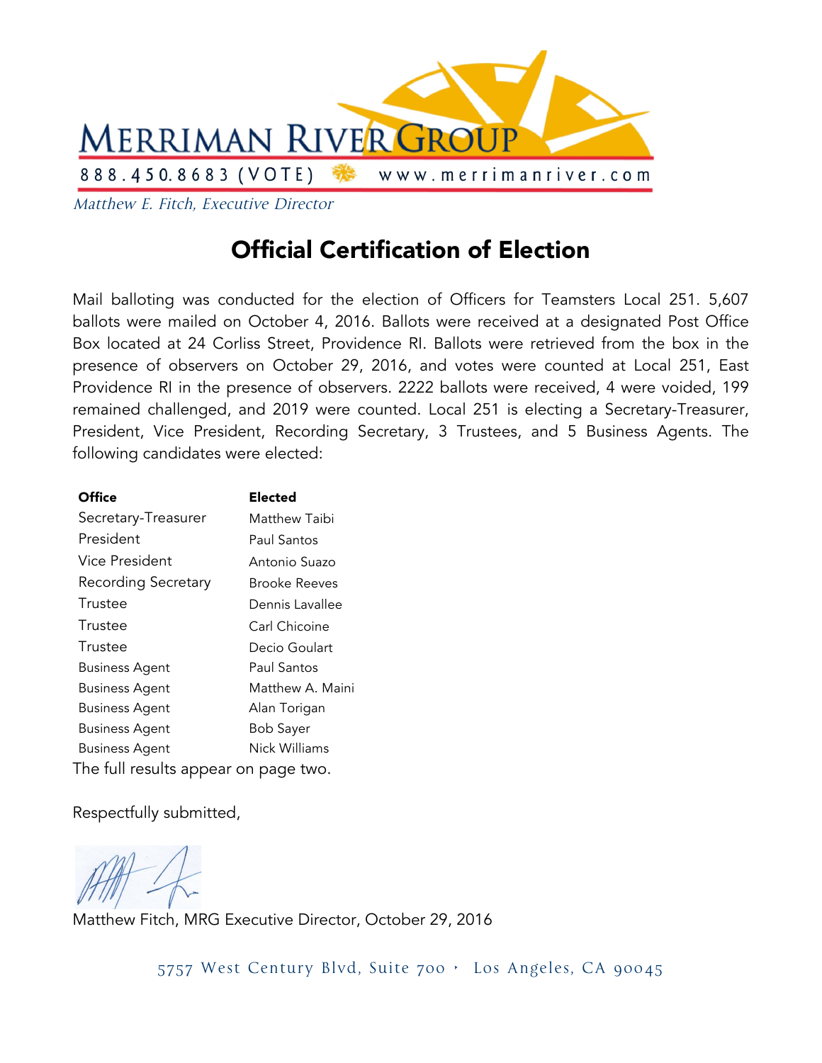MERRIMAN RIVER GROUP

888.450.8683 (VOTE) www.merrimanriver.com

*Matthew E. Fitch, Executive Director*

# Official Certification of Election

Mail balloting was conducted for the election of Officers for Teamsters Local 251. 5,607 ballots were mailed on October 4, 2016. Ballots were received at a designated Post Office Box located at 24 Corliss Street, Providence RI. Ballots were retrieved from the box in the presence of observers on October 29, 2016, and votes were counted at Local 251, East Providence RI in the presence of observers. 2222 ballots were received, 4 were voided, 199 remained challenged, and 2019 were counted. Local 251 is electing a Secretary-Treasurer, President, Vice President, Recording Secretary, 3 Trustees, and 5 Business Agents. The following candidates were elected:

| Office | Elected |
|---|---|
| Secretary-Treasurer | Matthew Taibi |
| President | Paul Santos |
| Vice President | Antonio Suazo |
| Recording Secretary | Brooke Reeves |
| Trustee | Dennis Lavallee |
| Trustee | Carl Chicoine |
| Trustee | Decio Goulart |
| Business Agent | Paul Santos |
| Business Agent | Matthew A. Maini |
| Business Agent | Alan Torigan |
| Business Agent | Bob Sayer |
| Business Agent | Nick Williams |

The full results appear on page two.

Respectfully submitted,

Matthew Fitch, MRG Executive Director, October 29, 2016

5757 West Century Blvd, Suite 700 · Los Angeles, CA 90045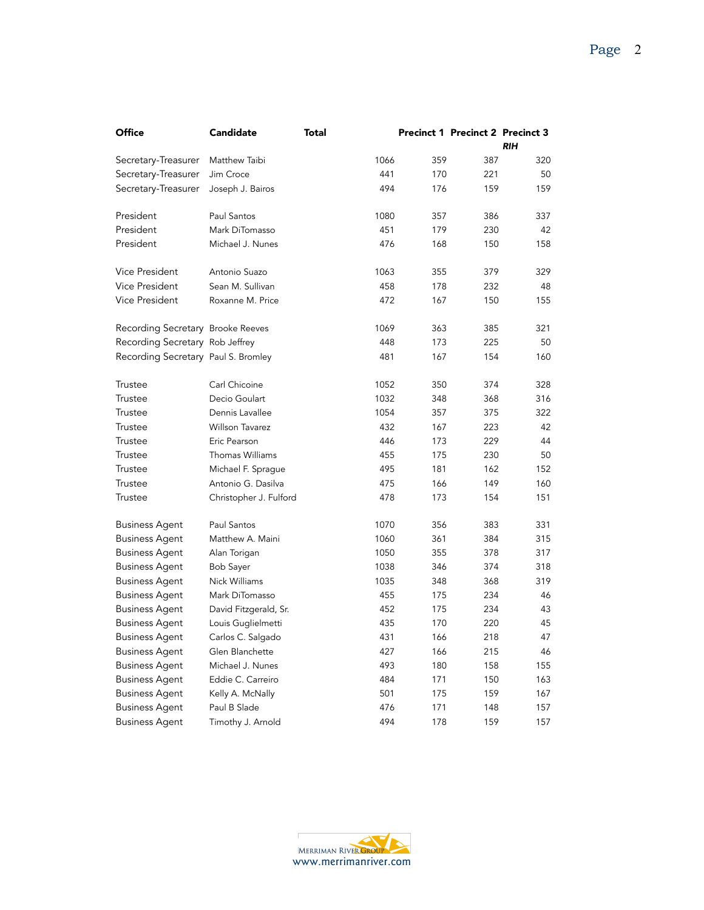| Office | Candidate | Total | Precinct 1 | Precinct 2 | Precinct 3 *RIH* |
|---|---|---|---|---|---|
| Secretary-Treasurer | Matthew Taibi | 1066 | 359 | 387 | 320 |
| Secretary-Treasurer | Jim Croce | 441 | 170 | 221 | 50 |
| Secretary-Treasurer | Joseph J. Bairos | 494 | 176 | 159 | 159 |
| President | Paul Santos | 1080 | 357 | 386 | 337 |
| President | Mark DiTomasso | 451 | 179 | 230 | 42 |
| President | Michael J. Nunes | 476 | 168 | 150 | 158 |
| Vice President | Antonio Suazo | 1063 | 355 | 379 | 329 |
| Vice President | Sean M. Sullivan | 458 | 178 | 232 | 48 |
| Vice President | Roxanne M. Price | 472 | 167 | 150 | 155 |
| Recording Secretary | Brooke Reeves | 1069 | 363 | 385 | 321 |
| Recording Secretary | Rob Jeffrey | 448 | 173 | 225 | 50 |
| Recording Secretary | Paul S. Bromley | 481 | 167 | 154 | 160 |
| Trustee | Carl Chicoine | 1052 | 350 | 374 | 328 |
| Trustee | Decio Goulart | 1032 | 348 | 368 | 316 |
| Trustee | Dennis Lavallee | 1054 | 357 | 375 | 322 |
| Trustee | Willson Tavarez | 432 | 167 | 223 | 42 |
| Trustee | Eric Pearson | 446 | 173 | 229 | 44 |
| Trustee | Thomas Williams | 455 | 175 | 230 | 50 |
| Trustee | Michael F. Sprague | 495 | 181 | 162 | 152 |
| Trustee | Antonio G. Dasilva | 475 | 166 | 149 | 160 |
| Trustee | Christopher J. Fulford | 478 | 173 | 154 | 151 |
| Business Agent | Paul Santos | 1070 | 356 | 383 | 331 |
| Business Agent | Matthew A. Maini | 1060 | 361 | 384 | 315 |
| Business Agent | Alan Torigan | 1050 | 355 | 378 | 317 |
| Business Agent | Bob Sayer | 1038 | 346 | 374 | 318 |
| Business Agent | Nick Williams | 1035 | 348 | 368 | 319 |
| Business Agent | Mark DiTomasso | 455 | 175 | 234 | 46 |
| Business Agent | David Fitzgerald, Sr. | 452 | 175 | 234 | 43 |
| Business Agent | Louis Guglielmetti | 435 | 170 | 220 | 45 |
| Business Agent | Carlos C. Salgado | 431 | 166 | 218 | 47 |
| Business Agent | Glen Blanchette | 427 | 166 | 215 | 46 |
| Business Agent | Michael J. Nunes | 493 | 180 | 158 | 155 |
| Business Agent | Eddie C. Carreiro | 484 | 171 | 150 | 163 |
| Business Agent | Kelly A. McNally | 501 | 175 | 159 | 167 |
| Business Agent | Paul B Slade | 476 | 171 | 148 | 157 |
| Business Agent | Timothy J. Arnold | 494 | 178 | 159 | 157 |

Merriman River Group
www.merrimanriver.com